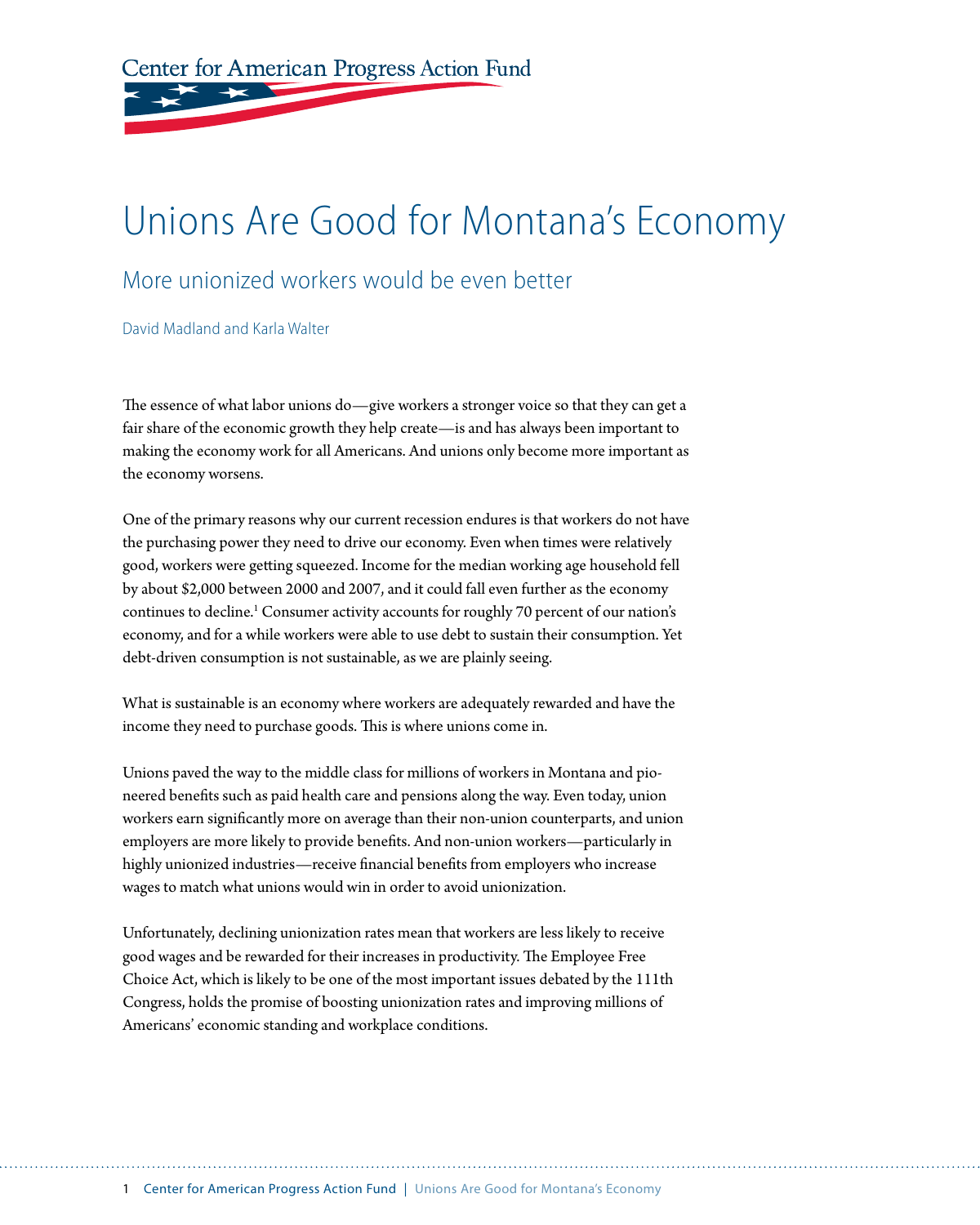Center for American Progress Action Fund

# Unions Are Good for Montana's Economy

## More unionized workers would be even better

David Madland and Karla Walter

The essence of what labor unions do—give workers a stronger voice so that they can get a fair share of the economic growth they help create—is and has always been important to making the economy work for all Americans. And unions only become more important as the economy worsens.

One of the primary reasons why our current recession endures is that workers do not have the purchasing power they need to drive our economy. Even when times were relatively good, workers were getting squeezed. Income for the median working age household fell by about $2,000 between 2000 and 2007, and it could fall even further as the economy continues to decline.[1] Consumer activity accounts for roughly 70 percent of our nation's economy, and for a while workers were able to use debt to sustain their consumption. Yet debt-driven consumption is not sustainable, as we are plainly seeing.

What is sustainable is an economy where workers are adequately rewarded and have the income they need to purchase goods. This is where unions come in.

Unions paved the way to the middle class for millions of workers in Montana and pioneered benefits such as paid health care and pensions along the way. Even today, union workers earn significantly more on average than their non-union counterparts, and union employers are more likely to provide benefits. And non-union workers—particularly in highly unionized industries—receive financial benefits from employers who increase wages to match what unions would win in order to avoid unionization.

Unfortunately, declining unionization rates mean that workers are less likely to receive good wages and be rewarded for their increases in productivity. The Employee Free Choice Act, which is likely to be one of the most important issues debated by the 111th Congress, holds the promise of boosting unionization rates and improving millions of Americans' economic standing and workplace conditions.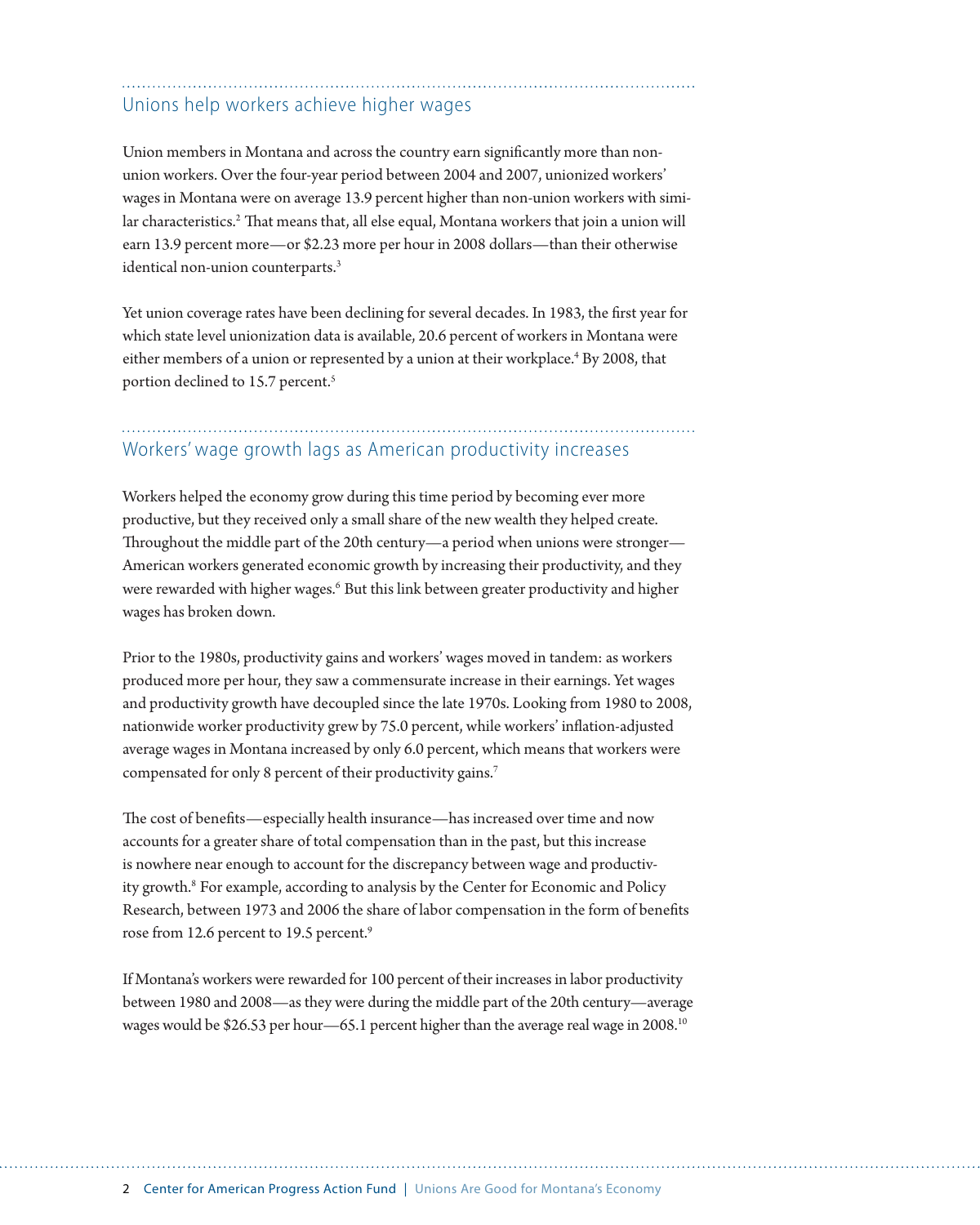## Unions help workers achieve higher wages

Union members in Montana and across the country earn significantly more than non-union workers. Over the four-year period between 2004 and 2007, unionized workers' wages in Montana were on average 13.9 percent higher than non-union workers with similar characteristics.[2] That means that, all else equal, Montana workers that join a union will earn 13.9 percent more—or $2.23 more per hour in 2008 dollars—than their otherwise identical non-union counterparts.[3]

Yet union coverage rates have been declining for several decades. In 1983, the first year for which state level unionization data is available, 20.6 percent of workers in Montana were either members of a union or represented by a union at their workplace.[4] By 2008, that portion declined to 15.7 percent.[5]

## Workers' wage growth lags as American productivity increases

Workers helped the economy grow during this time period by becoming ever more productive, but they received only a small share of the new wealth they helped create. Throughout the middle part of the 20th century—a period when unions were stronger—American workers generated economic growth by increasing their productivity, and they were rewarded with higher wages.[6] But this link between greater productivity and higher wages has broken down.

Prior to the 1980s, productivity gains and workers' wages moved in tandem: as workers produced more per hour, they saw a commensurate increase in their earnings. Yet wages and productivity growth have decoupled since the late 1970s. Looking from 1980 to 2008, nationwide worker productivity grew by 75.0 percent, while workers' inflation-adjusted average wages in Montana increased by only 6.0 percent, which means that workers were compensated for only 8 percent of their productivity gains.[7]

The cost of benefits—especially health insurance—has increased over time and now accounts for a greater share of total compensation than in the past, but this increase is nowhere near enough to account for the discrepancy between wage and productivity growth.[8] For example, according to analysis by the Center for Economic and Policy Research, between 1973 and 2006 the share of labor compensation in the form of benefits rose from 12.6 percent to 19.5 percent.[9]

If Montana's workers were rewarded for 100 percent of their increases in labor productivity between 1980 and 2008—as they were during the middle part of the 20th century—average wages would be $26.53 per hour—65.1 percent higher than the average real wage in 2008.[10]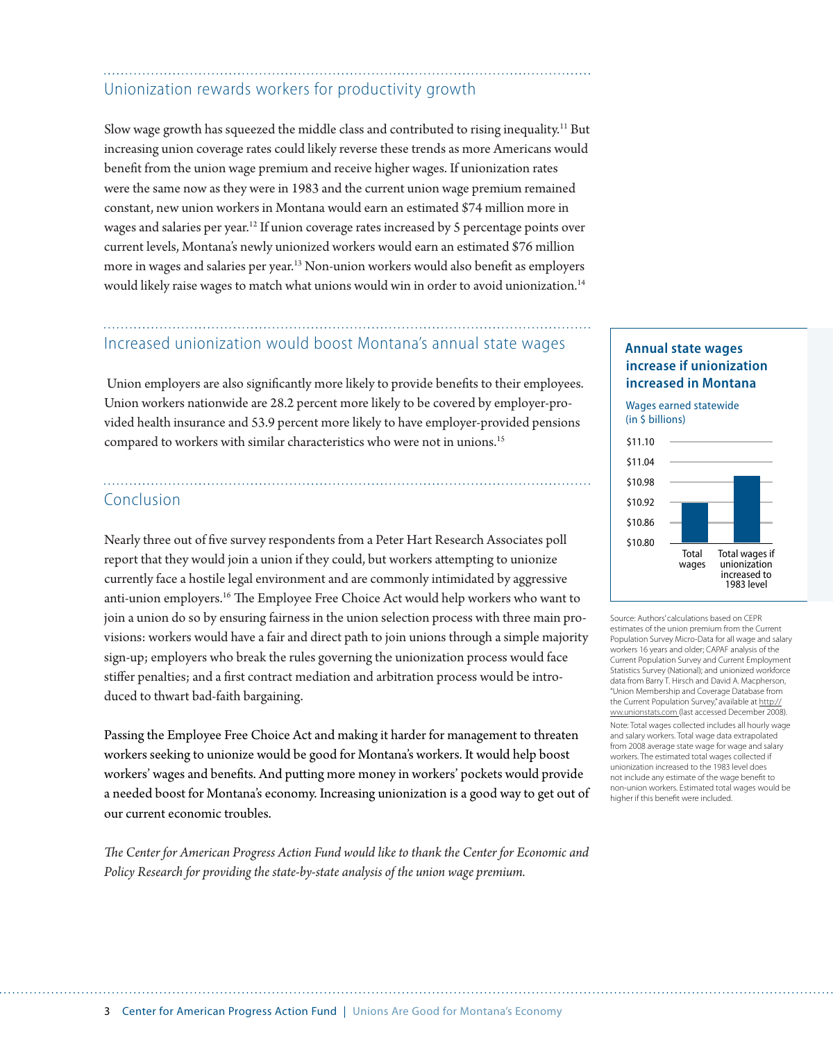## Unionization rewards workers for productivity growth

Slow wage growth has squeezed the middle class and contributed to rising inequality.[11] But increasing union coverage rates could likely reverse these trends as more Americans would benefit from the union wage premium and receive higher wages. If unionization rates were the same now as they were in 1983 and the current union wage premium remained constant, new union workers in Montana would earn an estimated $74 million more in wages and salaries per year.[12] If union coverage rates increased by 5 percentage points over current levels, Montana's newly unionized workers would earn an estimated $76 million more in wages and salaries per year.[13] Non-union workers would also benefit as employers would likely raise wages to match what unions would win in order to avoid unionization.[14]

## Increased unionization would boost Montana's annual state wages

Union employers are also significantly more likely to provide benefits to their employees. Union workers nationwide are 28.2 percent more likely to be covered by employer-provided health insurance and 53.9 percent more likely to have employer-provided pensions compared to workers with similar characteristics who were not in unions.[15]

### Annual state wages increase if unionization increased in Montana

Wages earned statewide (in $ billions)

$11.10
$11.04
$10.98
$10.92
$10.86
$10.80

Total wages
Total wages if unionization increased to 1983 level

Source: Authors' calculations based on CEPR estimates of the union premium from the Current Population Survey Micro-Data for all wage and salary workers 16 years and older; CAPAF analysis of the Current Population Survey and Current Employment Statistics Survey (National); and unionized workforce data from Barry T. Hirsch and David A. Macpherson, "Union Membership and Coverage Database from the Current Population Survey," available at http://ww.unionstats.com (last accessed December 2008).

Note: Total wages collected includes all hourly wage and salary workers. Total wage data extrapolated from 2008 average state wage for wage and salary workers. The estimated total wages collected if unionization increased to the 1983 level does not include any estimate of the wage benefit to non-union workers. Estimated total wages would be higher if this benefit were included.

## Conclusion

Nearly three out of five survey respondents from a Peter Hart Research Associates poll report that they would join a union if they could, but workers attempting to unionize currently face a hostile legal environment and are commonly intimidated by aggressive anti-union employers.[16] The Employee Free Choice Act would help workers who want to join a union do so by ensuring fairness in the union selection process with three main provisions: workers would have a fair and direct path to join unions through a simple majority sign-up; employers who break the rules governing the unionization process would face stiffer penalties; and a first contract mediation and arbitration process would be introduced to thwart bad-faith bargaining.

Passing the Employee Free Choice Act and making it harder for management to threaten workers seeking to unionize would be good for Montana's workers. It would help boost workers' wages and benefits. And putting more money in workers' pockets would provide a needed boost for Montana's economy. Increasing unionization is a good way to get out of our current economic troubles.

*The Center for American Progress Action Fund would like to thank the Center for Economic and Policy Research for providing the state-by-state analysis of the union wage premium.*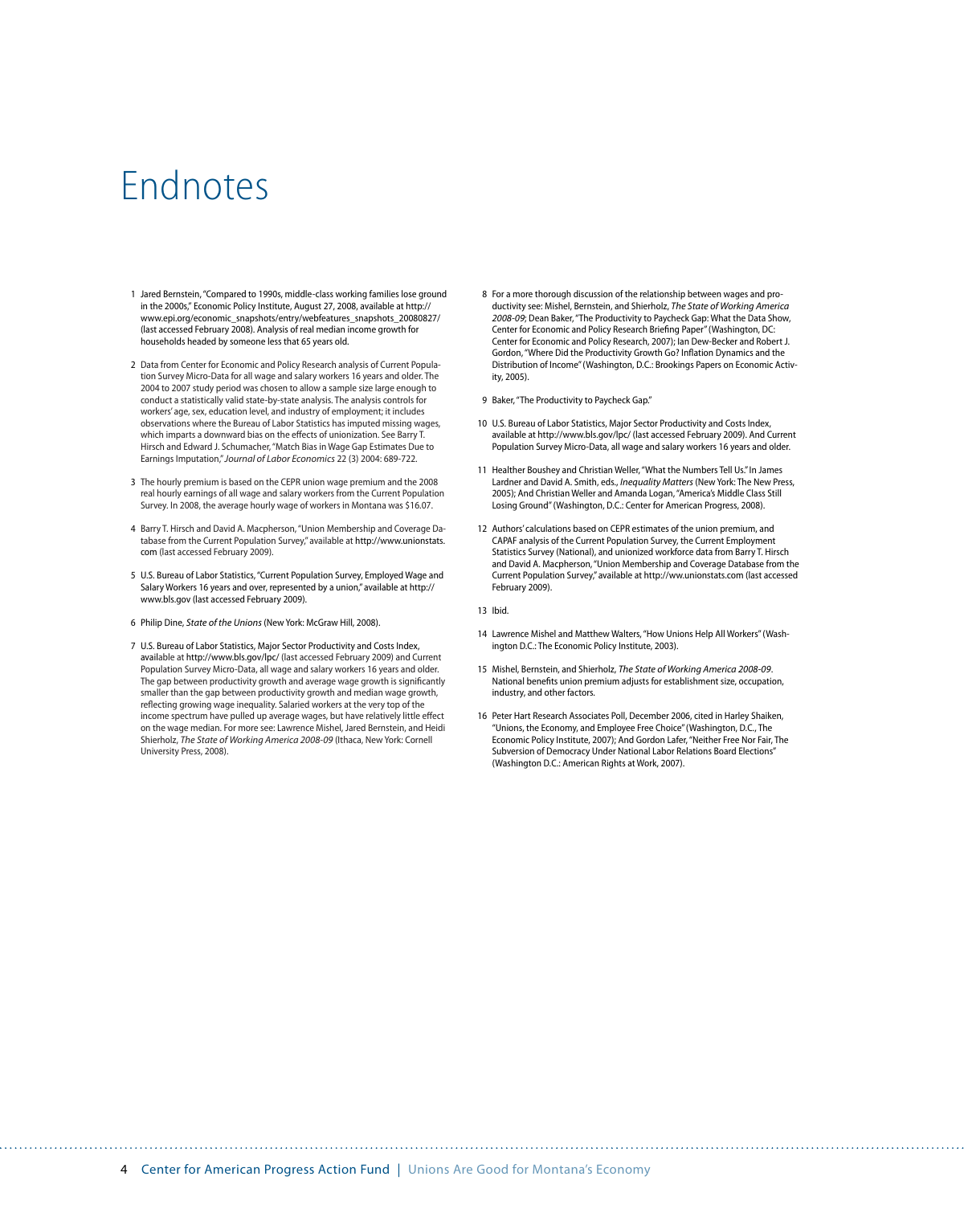# Endnotes

1. Jared Bernstein, "Compared to 1990s, middle-class working families lose ground in the 2000s," Economic Policy Institute, August 27, 2008, available at http://www.epi.org/economic_snapshots/entry/webfeatures_snapshots_20080827/ (last accessed February 2008). Analysis of real median income growth for households headed by someone less that 65 years old.

2. Data from Center for Economic and Policy Research analysis of Current Population Survey Micro-Data for all wage and salary workers 16 years and older. The 2004 to 2007 study period was chosen to allow a sample size large enough to conduct a statistically valid state-by-state analysis. The analysis controls for workers' age, sex, education level, and industry of employment; it includes observations where the Bureau of Labor Statistics has imputed missing wages, which imparts a downward bias on the effects of unionization. See Barry T. Hirsch and Edward J. Schumacher, "Match Bias in Wage Gap Estimates Due to Earnings Imputation," *Journal of Labor Economics* 22 (3) 2004: 689-722.

3. The hourly premium is based on the CEPR union wage premium and the 2008 real hourly earnings of all wage and salary workers from the Current Population Survey. In 2008, the average hourly wage of workers in Montana was $16.07.

4. Barry T. Hirsch and David A. Macpherson, "Union Membership and Coverage Database from the Current Population Survey," available at http://www.unionstats.com (last accessed February 2009).

5. U.S. Bureau of Labor Statistics, "Current Population Survey, Employed Wage and Salary Workers 16 years and over, represented by a union," available at http://www.bls.gov (last accessed February 2009).

6. Philip Dine, *State of the Unions* (New York: McGraw Hill, 2008).

7. U.S. Bureau of Labor Statistics, Major Sector Productivity and Costs Index, available at http://www.bls.gov/lpc/ (last accessed February 2009) and Current Population Survey Micro-Data, all wage and salary workers 16 years and older. The gap between productivity growth and average wage growth is significantly smaller than the gap between productivity growth and median wage growth, reflecting growing wage inequality. Salaried workers at the very top of the income spectrum have pulled up average wages, but have relatively little effect on the wage median. For more see: Lawrence Mishel, Jared Bernstein, and Heidi Shierholz, *The State of Working America 2008-09* (Ithaca, New York: Cornell University Press, 2008).

8. For a more thorough discussion of the relationship between wages and productivity see: Mishel, Bernstein, and Shierholz, *The State of Working America 2008-09*; Dean Baker, "The Productivity to Paycheck Gap: What the Data Show, Center for Economic and Policy Research Briefing Paper" (Washington, DC: Center for Economic and Policy Research, 2007); Ian Dew-Becker and Robert J. Gordon, "Where Did the Productivity Growth Go? Inflation Dynamics and the Distribution of Income" (Washington, D.C.: Brookings Papers on Economic Activity, 2005).

9. Baker, "The Productivity to Paycheck Gap."

10. U.S. Bureau of Labor Statistics, Major Sector Productivity and Costs Index, available at http://www.bls.gov/lpc/ (last accessed February 2009). And Current Population Survey Micro-Data, all wage and salary workers 16 years and older.

11. Healther Boushey and Christian Weller, "What the Numbers Tell Us." In James Lardner and David A. Smith, eds., *Inequality Matters* (New York: The New Press, 2005); And Christian Weller and Amanda Logan, "America's Middle Class Still Losing Ground" (Washington, D.C.: Center for American Progress, 2008).

12. Authors' calculations based on CEPR estimates of the union premium, and CAPAF analysis of the Current Population Survey, the Current Employment Statistics Survey (National), and unionized workforce data from Barry T. Hirsch and David A. Macpherson, "Union Membership and Coverage Database from the Current Population Survey," available at http://ww.unionstats.com (last accessed February 2009).

13. Ibid.

14. Lawrence Mishel and Matthew Walters, "How Unions Help All Workers" (Washington D.C.: The Economic Policy Institute, 2003).

15. Mishel, Bernstein, and Shierholz, *The State of Working America 2008-09*. National benefits union premium adjusts for establishment size, occupation, industry, and other factors.

16. Peter Hart Research Associates Poll, December 2006, cited in Harley Shaiken, "Unions, the Economy, and Employee Free Choice" (Washington, D.C., The Economic Policy Institute, 2007); And Gordon Lafer, "Neither Free Nor Fair, The Subversion of Democracy Under National Labor Relations Board Elections" (Washington D.C.: American Rights at Work, 2007).